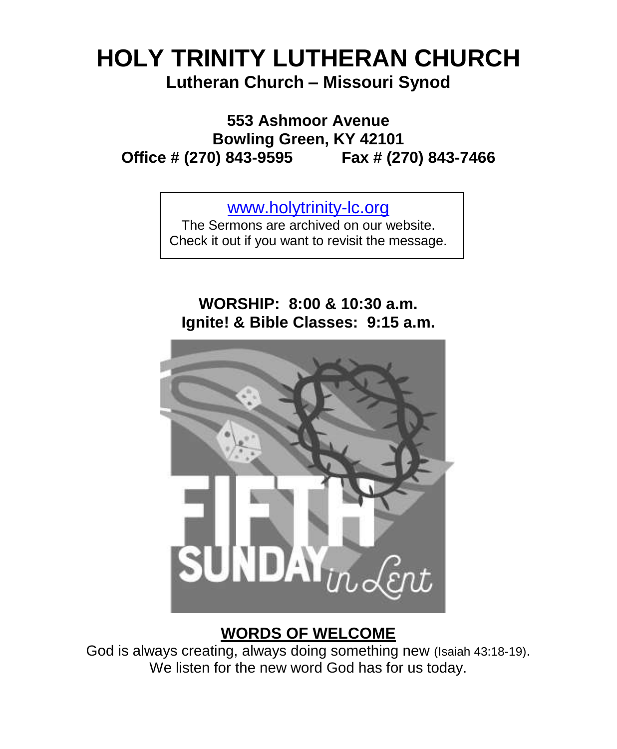# HOLY TRINITY LUTHERAN CHURCH

## Lutheran Church – Missouri Synod

**553 Ashmoor Avenue**
**Bowling Green, KY 42101**
**Office # (270) 843-9595 Fax # (270) 843-7466**

www.holytrinity-lc.org
The Sermons are archived on our website.
Check it out if you want to revisit the message.

**WORSHIP: 8:00 & 10:30 a.m.**
**Ignite! & Bible Classes: 9:15 a.m.**

FIFTH SUNDAY in Lent

## WORDS OF WELCOME

God is always creating, always doing something new (Isaiah 43:18-19).
We listen for the new word God has for us today.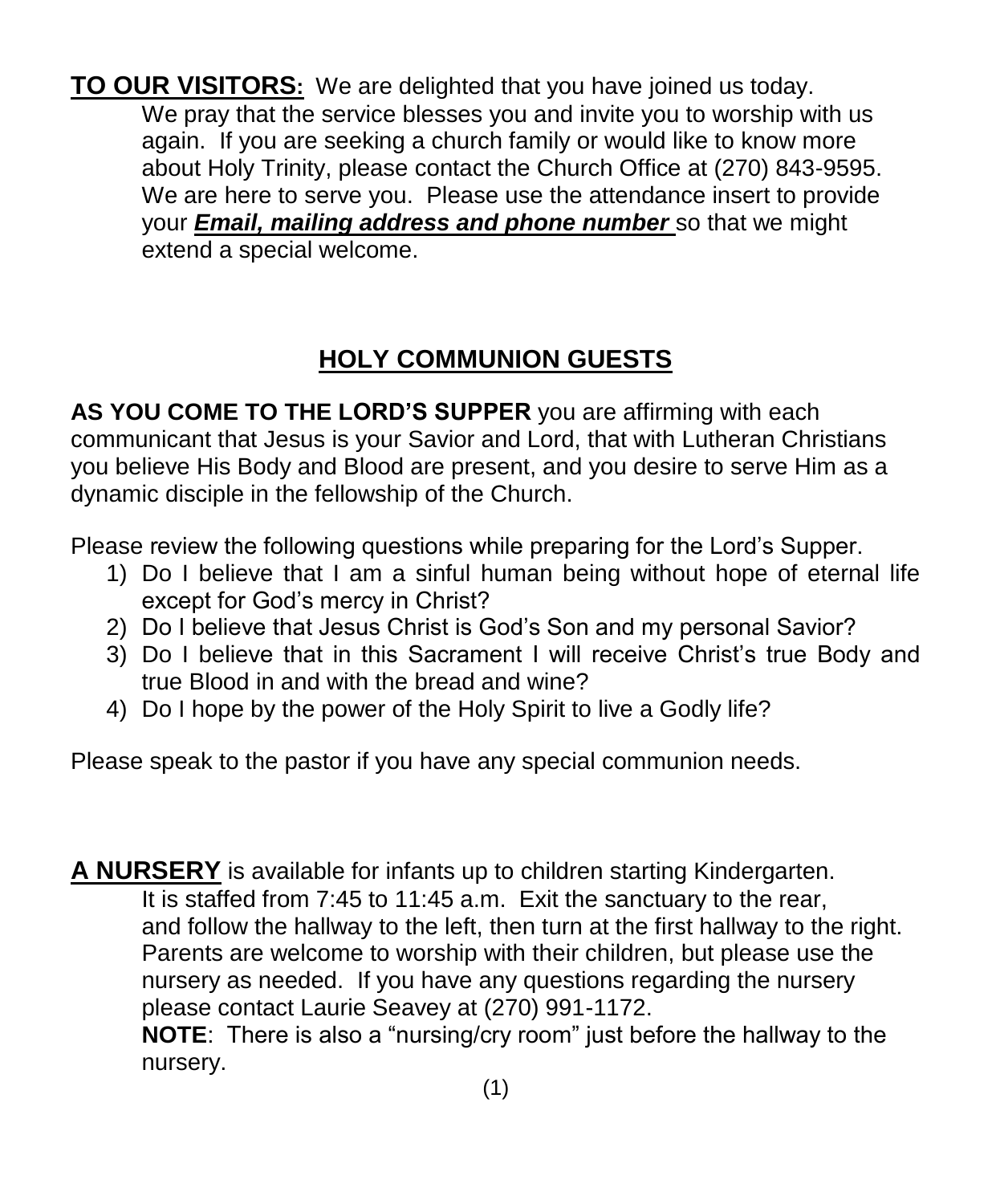**TO OUR VISITORS:** We are delighted that you have joined us today. We pray that the service blesses you and invite you to worship with us again. If you are seeking a church family or would like to know more about Holy Trinity, please contact the Church Office at (270) 843-9595. We are here to serve you. Please use the attendance insert to provide your ***Email, mailing address and phone number*** so that we might extend a special welcome.

## HOLY COMMUNION GUESTS

**AS YOU COME TO THE LORD'S SUPPER** you are affirming with each communicant that Jesus is your Savior and Lord, that with Lutheran Christians you believe His Body and Blood are present, and you desire to serve Him as a dynamic disciple in the fellowship of the Church.

Please review the following questions while preparing for the Lord's Supper.

1) Do I believe that I am a sinful human being without hope of eternal life except for God's mercy in Christ?
2) Do I believe that Jesus Christ is God's Son and my personal Savior?
3) Do I believe that in this Sacrament I will receive Christ's true Body and true Blood in and with the bread and wine?
4) Do I hope by the power of the Holy Spirit to live a Godly life?

Please speak to the pastor if you have any special communion needs.

**A NURSERY** is available for infants up to children starting Kindergarten. It is staffed from 7:45 to 11:45 a.m. Exit the sanctuary to the rear, and follow the hallway to the left, then turn at the first hallway to the right. Parents are welcome to worship with their children, but please use the nursery as needed. If you have any questions regarding the nursery please contact Laurie Seavey at (270) 991-1172.

**NOTE**: There is also a "nursing/cry room" just before the hallway to the nursery.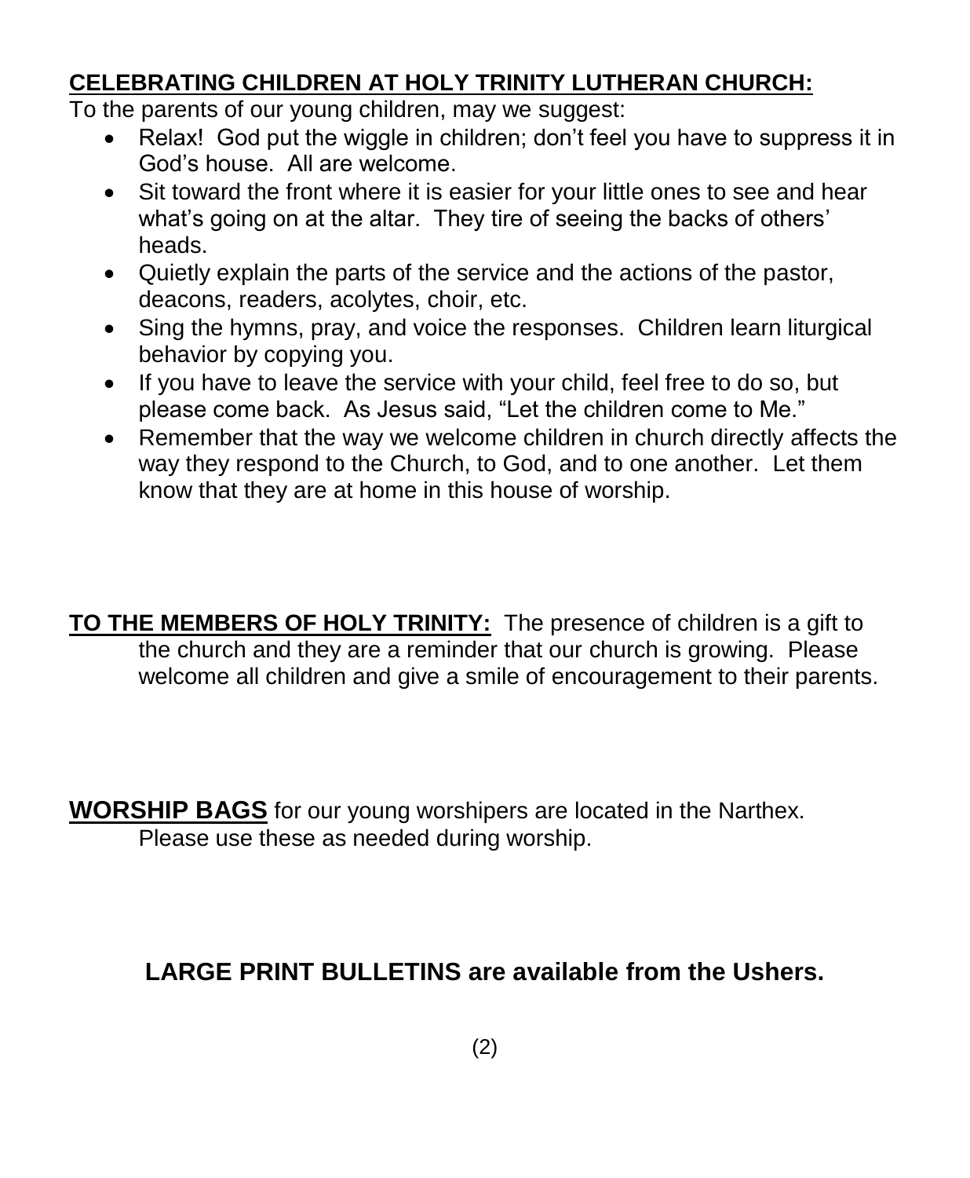## CELEBRATING CHILDREN AT HOLY TRINITY LUTHERAN CHURCH:

To the parents of our young children, may we suggest:

- Relax! God put the wiggle in children; don't feel you have to suppress it in God's house. All are welcome.
- Sit toward the front where it is easier for your little ones to see and hear what's going on at the altar. They tire of seeing the backs of others' heads.
- Quietly explain the parts of the service and the actions of the pastor, deacons, readers, acolytes, choir, etc.
- Sing the hymns, pray, and voice the responses. Children learn liturgical behavior by copying you.
- If you have to leave the service with your child, feel free to do so, but please come back. As Jesus said, "Let the children come to Me."
- Remember that the way we welcome children in church directly affects the way they respond to the Church, to God, and to one another. Let them know that they are at home in this house of worship.

**TO THE MEMBERS OF HOLY TRINITY:** The presence of children is a gift to the church and they are a reminder that our church is growing. Please welcome all children and give a smile of encouragement to their parents.

**WORSHIP BAGS** for our young worshipers are located in the Narthex. Please use these as needed during worship.

**LARGE PRINT BULLETINS are available from the Ushers.**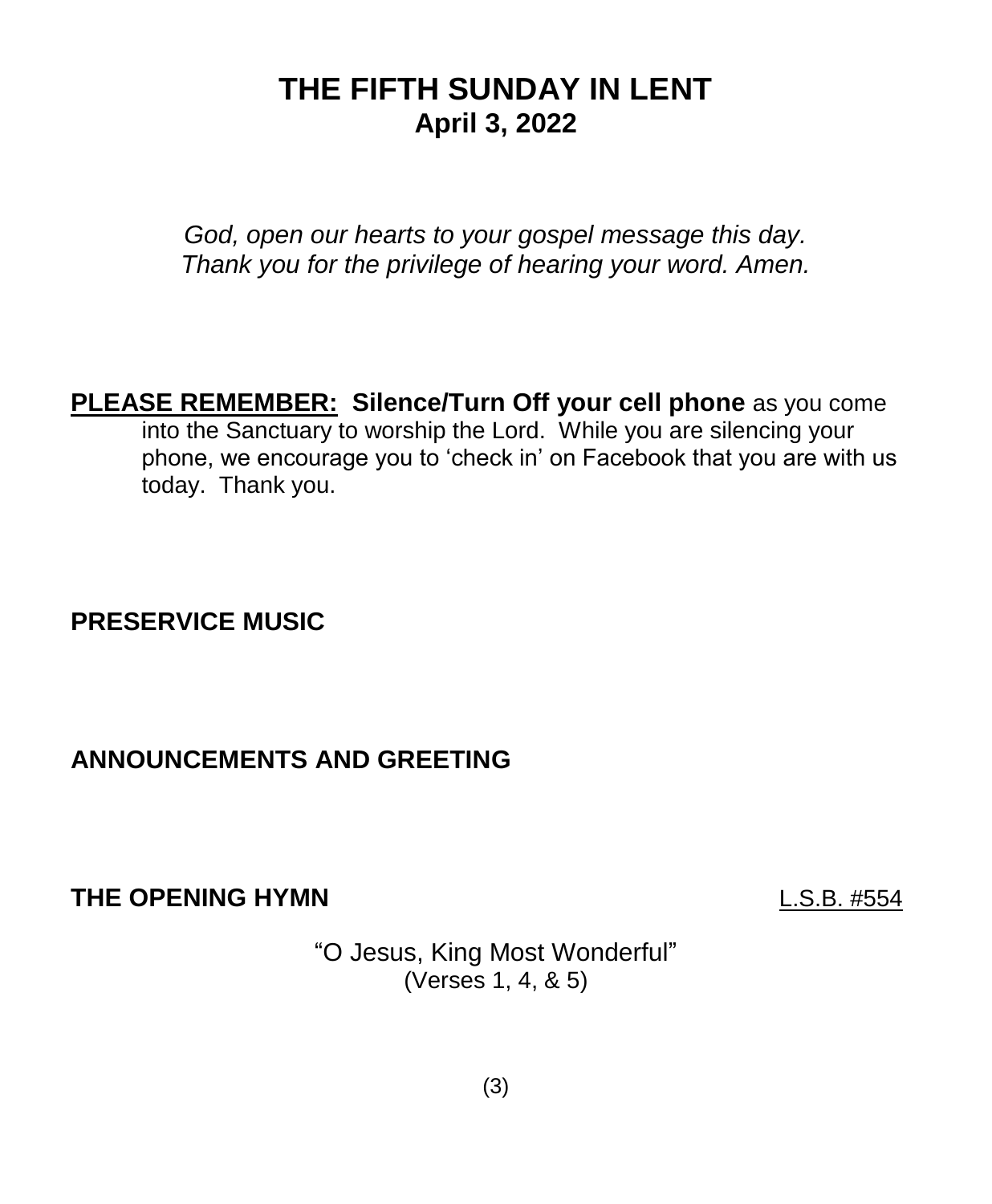# THE FIFTH SUNDAY IN LENT
## April 3, 2022

*God, open our hearts to your gospel message this day.*
*Thank you for the privilege of hearing your word. Amen.*

**PLEASE REMEMBER: Silence/Turn Off your cell phone** as you come into the Sanctuary to worship the Lord. While you are silencing your phone, we encourage you to 'check in' on Facebook that you are with us today. Thank you.

**PRESERVICE MUSIC**

**ANNOUNCEMENTS AND GREETING**

**THE OPENING HYMN** L.S.B. #554

"O Jesus, King Most Wonderful"
(Verses 1, 4, & 5)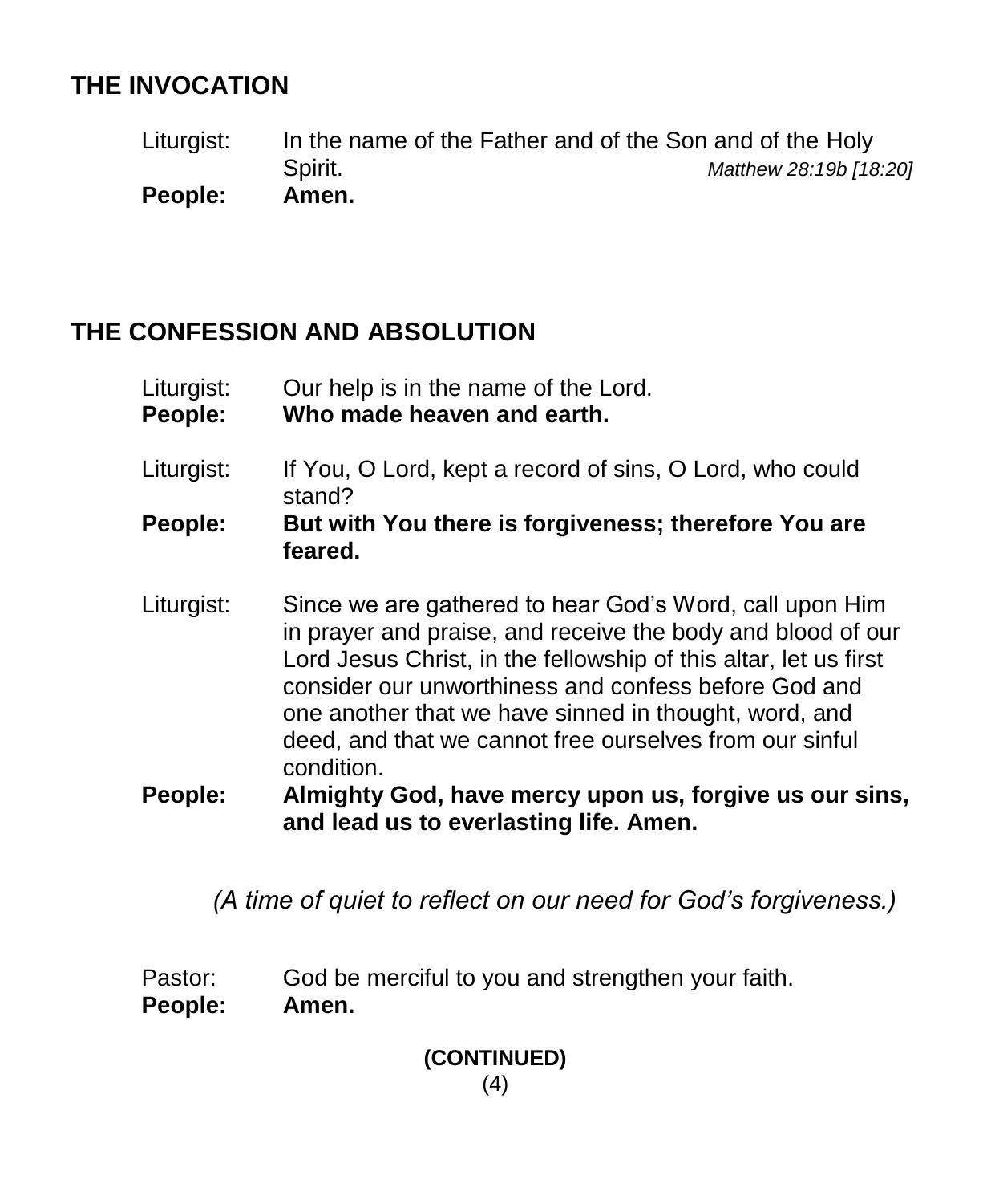## THE INVOCATION

Liturgist: In the name of the Father and of the Son and of the Holy Spirit. *Matthew 28:19b [18:20]*

**People: Amen.**

## THE CONFESSION AND ABSOLUTION

Liturgist: Our help is in the name of the Lord.

**People: Who made heaven and earth.**

Liturgist: If You, O Lord, kept a record of sins, O Lord, who could stand?

**People: But with You there is forgiveness; therefore You are feared.**

Liturgist: Since we are gathered to hear God's Word, call upon Him in prayer and praise, and receive the body and blood of our Lord Jesus Christ, in the fellowship of this altar, let us first consider our unworthiness and confess before God and one another that we have sinned in thought, word, and deed, and that we cannot free ourselves from our sinful condition.

**People: Almighty God, have mercy upon us, forgive us our sins, and lead us to everlasting life. Amen.**

*(A time of quiet to reflect on our need for God's forgiveness.)*

Pastor: God be merciful to you and strengthen your faith.

**People: Amen.**

**(CONTINUED)**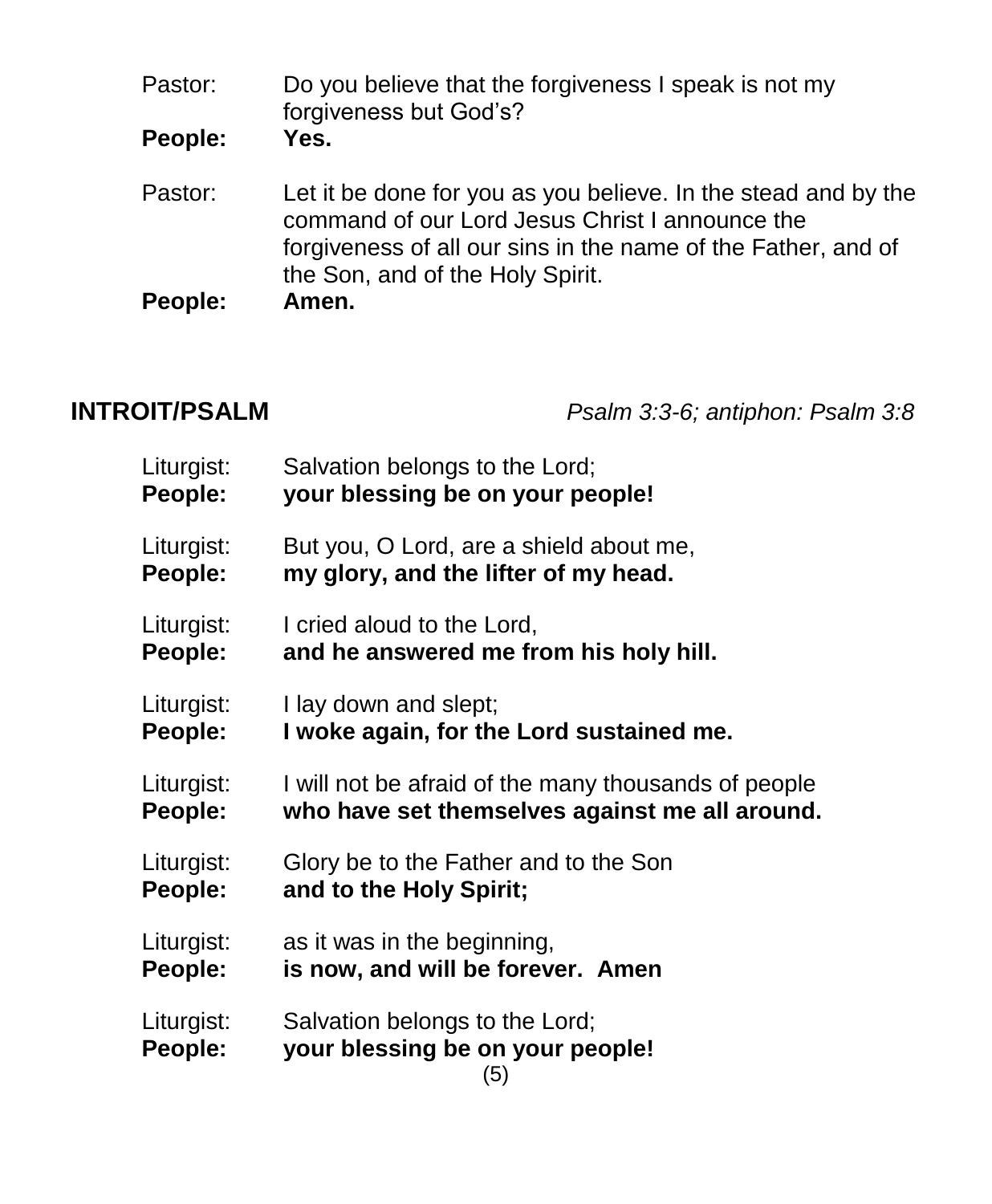Pastor: Do you believe that the forgiveness I speak is not my forgiveness but God's?

**People: Yes.**

Pastor: Let it be done for you as you believe. In the stead and by the command of our Lord Jesus Christ I announce the forgiveness of all our sins in the name of the Father, and of the Son, and of the Holy Spirit.

**People: Amen.**

## INTROIT/PSALM

*Psalm 3:3-6; antiphon: Psalm 3:8*

Liturgist: Salvation belongs to the Lord;

**People: your blessing be on your people!**

Liturgist: But you, O Lord, are a shield about me,

**People: my glory, and the lifter of my head.**

Liturgist: I cried aloud to the Lord,

**People: and he answered me from his holy hill.**

Liturgist: I lay down and slept;

**People: I woke again, for the Lord sustained me.**

Liturgist: I will not be afraid of the many thousands of people

**People: who have set themselves against me all around.**

Liturgist: Glory be to the Father and to the Son

**People: and to the Holy Spirit;**

Liturgist: as it was in the beginning,

**People: is now, and will be forever. Amen**

Liturgist: Salvation belongs to the Lord;

**People: your blessing be on your people!**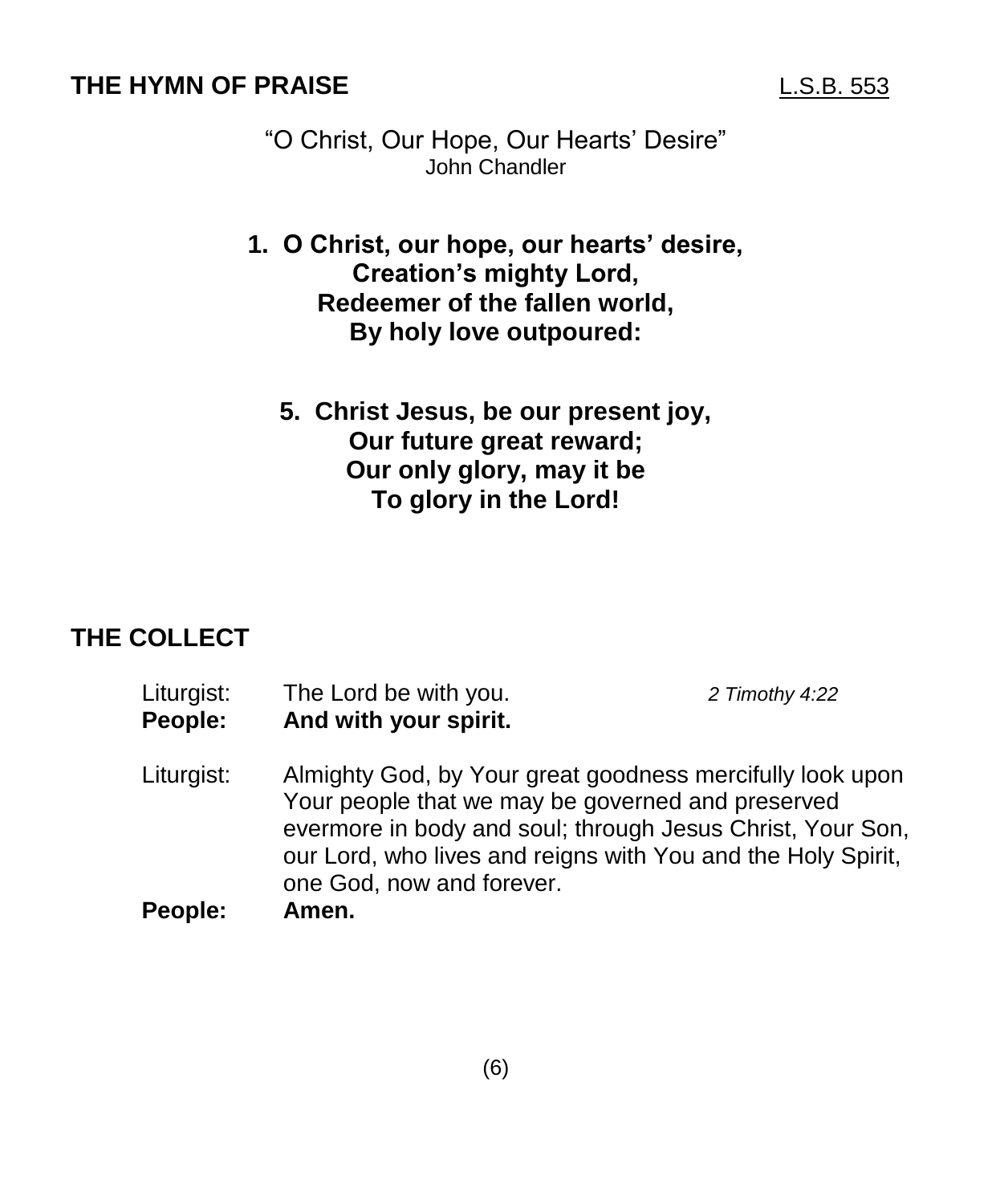## THE HYMN OF PRAISE

L.S.B. 553

"O Christ, Our Hope, Our Hearts' Desire"
John Chandler

**1. O Christ, our hope, our hearts' desire,**
**Creation's mighty Lord,**
**Redeemer of the fallen world,**
**By holy love outpoured:**

**5. Christ Jesus, be our present joy,**
**Our future great reward;**
**Our only glory, may it be**
**To glory in the Lord!**

## THE COLLECT

Liturgist: The Lord be with you. *2 Timothy 4:22*
**People: And with your spirit.**

Liturgist: Almighty God, by Your great goodness mercifully look upon Your people that we may be governed and preserved evermore in body and soul; through Jesus Christ, Your Son, our Lord, who lives and reigns with You and the Holy Spirit, one God, now and forever.
**People: Amen.**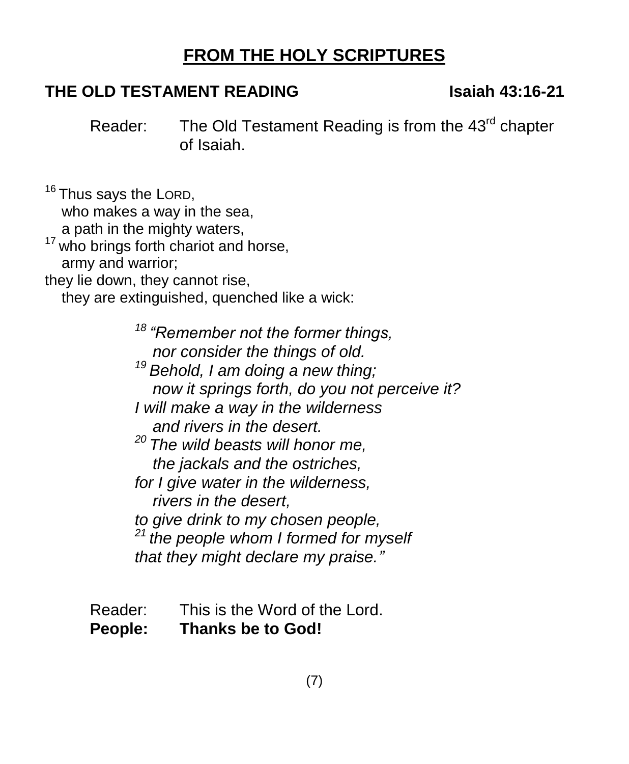# FROM THE HOLY SCRIPTURES

## THE OLD TESTAMENT READING — Isaiah 43:16-21

Reader: The Old Testament Reading is from the 43rd chapter of Isaiah.

[16] Thus says the LORD,
who makes a way in the sea,
a path in the mighty waters,
[17] who brings forth chariot and horse,
army and warrior;
they lie down, they cannot rise,
they are extinguished, quenched like a wick:

*[18] "Remember not the former things,*
*nor consider the things of old.*
*[19] Behold, I am doing a new thing;*
*now it springs forth, do you not perceive it?*
*I will make a way in the wilderness*
*and rivers in the desert.*
*[20] The wild beasts will honor me,*
*the jackals and the ostriches,*
*for I give water in the wilderness,*
*rivers in the desert,*
*to give drink to my chosen people,*
*[21] the people whom I formed for myself*
*that they might declare my praise."*

Reader: This is the Word of the Lord.
**People: Thanks be to God!**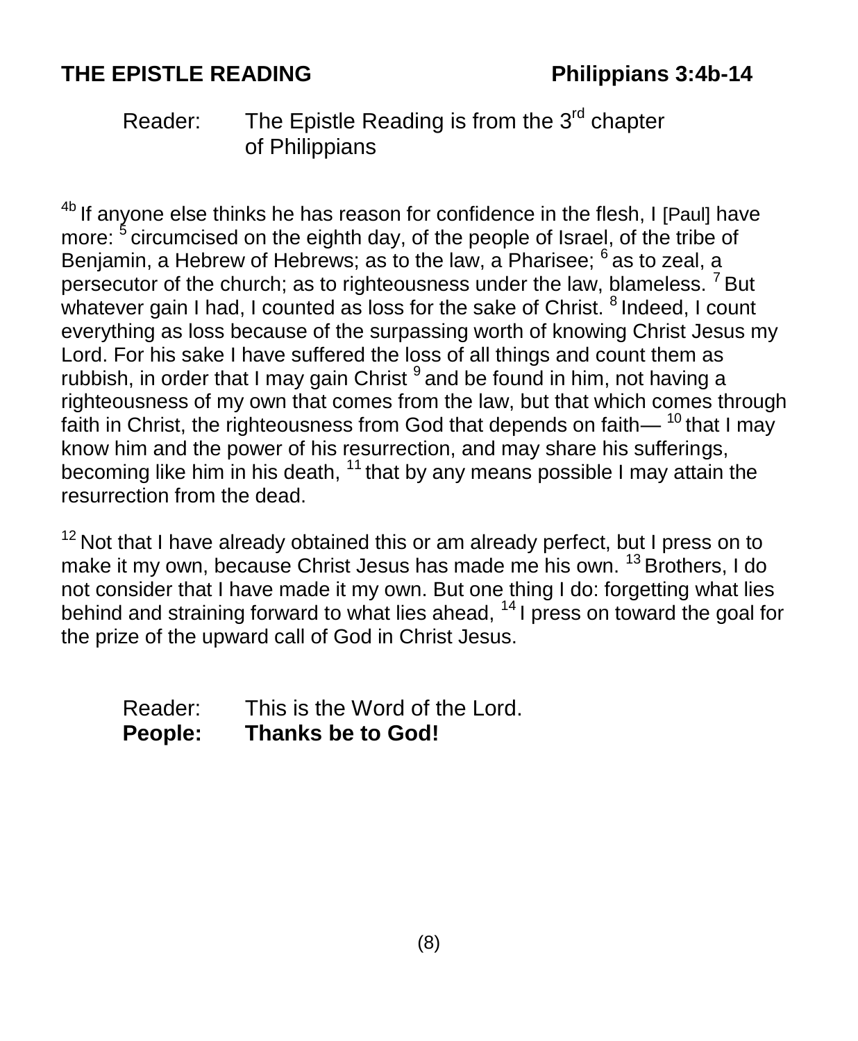## THE EPISTLE READING — Philippians 3:4b-14

Reader: The Epistle Reading is from the 3rd chapter of Philippians

[4b] If anyone else thinks he has reason for confidence in the flesh, I [Paul] have more: [5] circumcised on the eighth day, of the people of Israel, of the tribe of Benjamin, a Hebrew of Hebrews; as to the law, a Pharisee; [6] as to zeal, a persecutor of the church; as to righteousness under the law, blameless. [7] But whatever gain I had, I counted as loss for the sake of Christ. [8] Indeed, I count everything as loss because of the surpassing worth of knowing Christ Jesus my Lord. For his sake I have suffered the loss of all things and count them as rubbish, in order that I may gain Christ [9] and be found in him, not having a righteousness of my own that comes from the law, but that which comes through faith in Christ, the righteousness from God that depends on faith— [10] that I may know him and the power of his resurrection, and may share his sufferings, becoming like him in his death, [11] that by any means possible I may attain the resurrection from the dead.

[12] Not that I have already obtained this or am already perfect, but I press on to make it my own, because Christ Jesus has made me his own. [13] Brothers, I do not consider that I have made it my own. But one thing I do: forgetting what lies behind and straining forward to what lies ahead, [14] I press on toward the goal for the prize of the upward call of God in Christ Jesus.

Reader: This is the Word of the Lord.
**People: Thanks be to God!**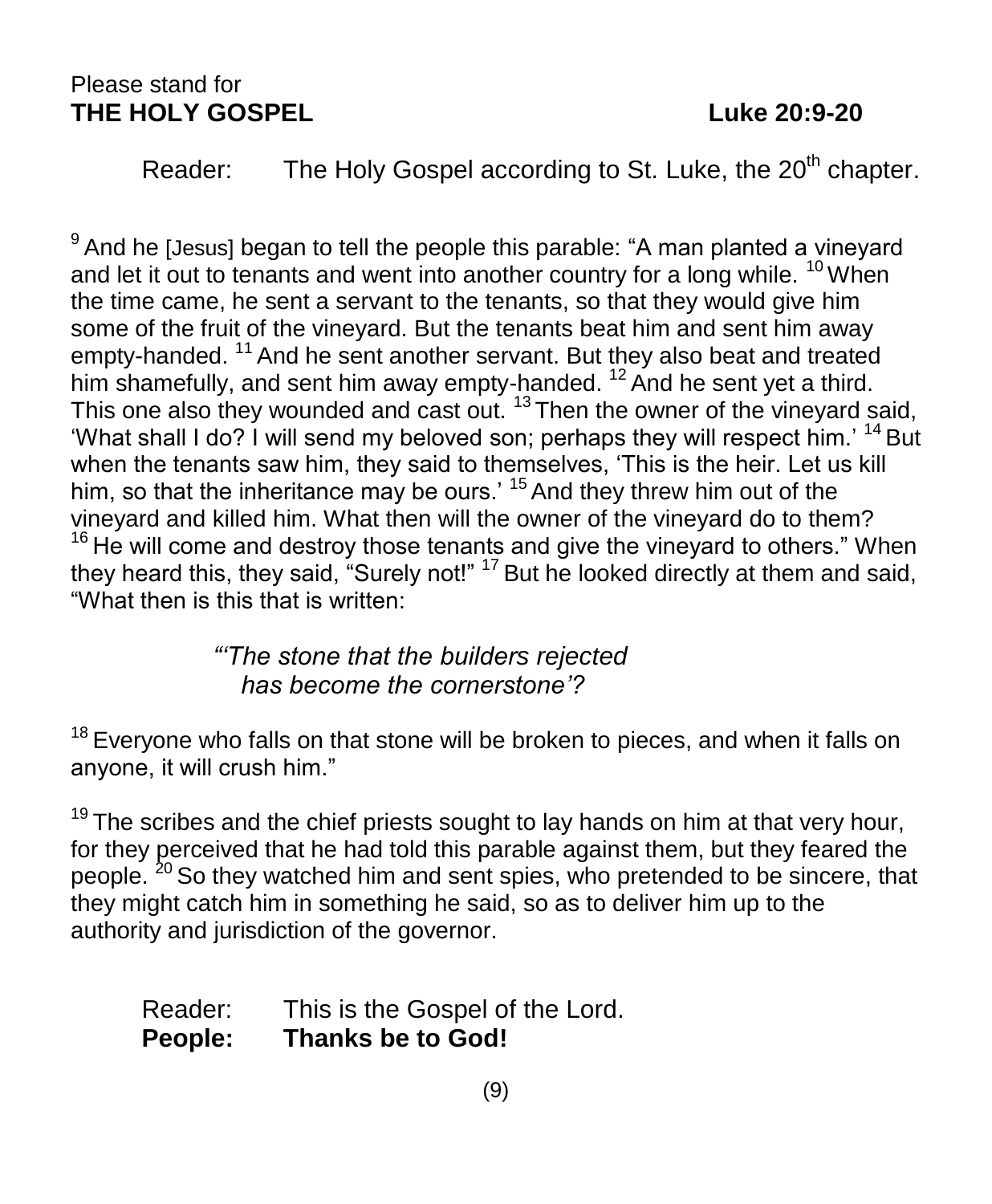Please stand for
**THE HOLY GOSPEL** **Luke 20:9-20**

Reader: The Holy Gospel according to St. Luke, the 20th chapter.

[9] And he [Jesus] began to tell the people this parable: "A man planted a vineyard and let it out to tenants and went into another country for a long while. [10] When the time came, he sent a servant to the tenants, so that they would give him some of the fruit of the vineyard. But the tenants beat him and sent him away empty-handed. [11] And he sent another servant. But they also beat and treated him shamefully, and sent him away empty-handed. [12] And he sent yet a third. This one also they wounded and cast out. [13] Then the owner of the vineyard said, 'What shall I do? I will send my beloved son; perhaps they will respect him.' [14] But when the tenants saw him, they said to themselves, 'This is the heir. Let us kill him, so that the inheritance may be ours.' [15] And they threw him out of the vineyard and killed him. What then will the owner of the vineyard do to them? [16] He will come and destroy those tenants and give the vineyard to others." When they heard this, they said, "Surely not!" [17] But he looked directly at them and said, "What then is this that is written:

> *"'The stone that the builders rejected*
> *has become the cornerstone'?*

[18] Everyone who falls on that stone will be broken to pieces, and when it falls on anyone, it will crush him."

[19] The scribes and the chief priests sought to lay hands on him at that very hour, for they perceived that he had told this parable against them, but they feared the people. [20] So they watched him and sent spies, who pretended to be sincere, that they might catch him in something he said, so as to deliver him up to the authority and jurisdiction of the governor.

Reader: This is the Gospel of the Lord.
**People: Thanks be to God!**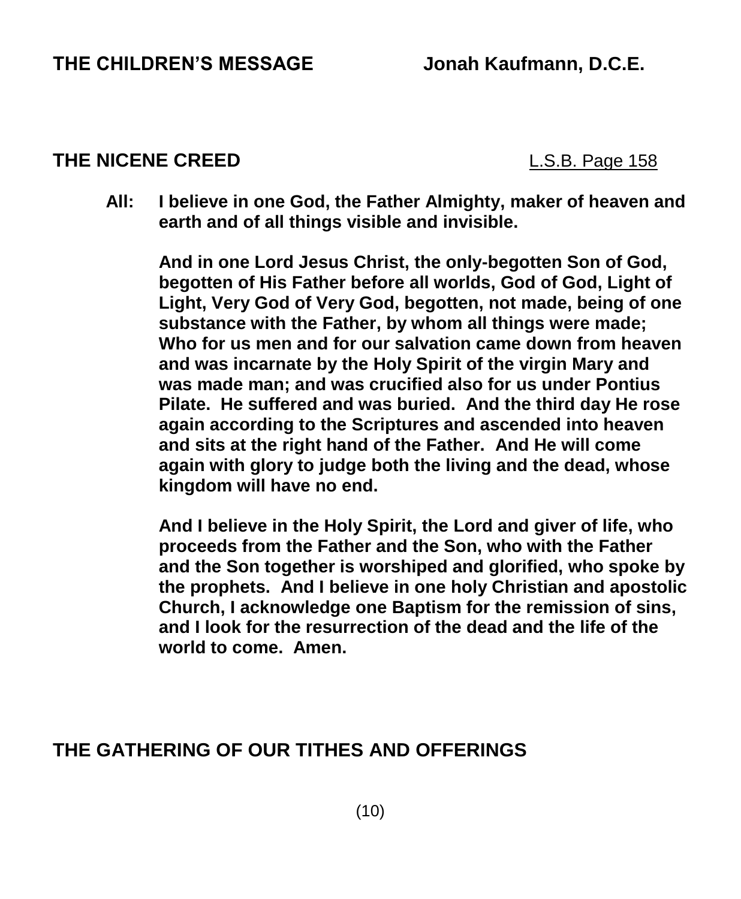## THE CHILDREN'S MESSAGE Jonah Kaufmann, D.C.E.

## THE NICENE CREED L.S.B. Page 158

**All: I believe in one God, the Father Almighty, maker of heaven and earth and of all things visible and invisible.**

**And in one Lord Jesus Christ, the only-begotten Son of God, begotten of His Father before all worlds, God of God, Light of Light, Very God of Very God, begotten, not made, being of one substance with the Father, by whom all things were made; Who for us men and for our salvation came down from heaven and was incarnate by the Holy Spirit of the virgin Mary and was made man; and was crucified also for us under Pontius Pilate. He suffered and was buried. And the third day He rose again according to the Scriptures and ascended into heaven and sits at the right hand of the Father. And He will come again with glory to judge both the living and the dead, whose kingdom will have no end.**

**And I believe in the Holy Spirit, the Lord and giver of life, who proceeds from the Father and the Son, who with the Father and the Son together is worshiped and glorified, who spoke by the prophets. And I believe in one holy Christian and apostolic Church, I acknowledge one Baptism for the remission of sins, and I look for the resurrection of the dead and the life of the world to come. Amen.**

## THE GATHERING OF OUR TITHES AND OFFERINGS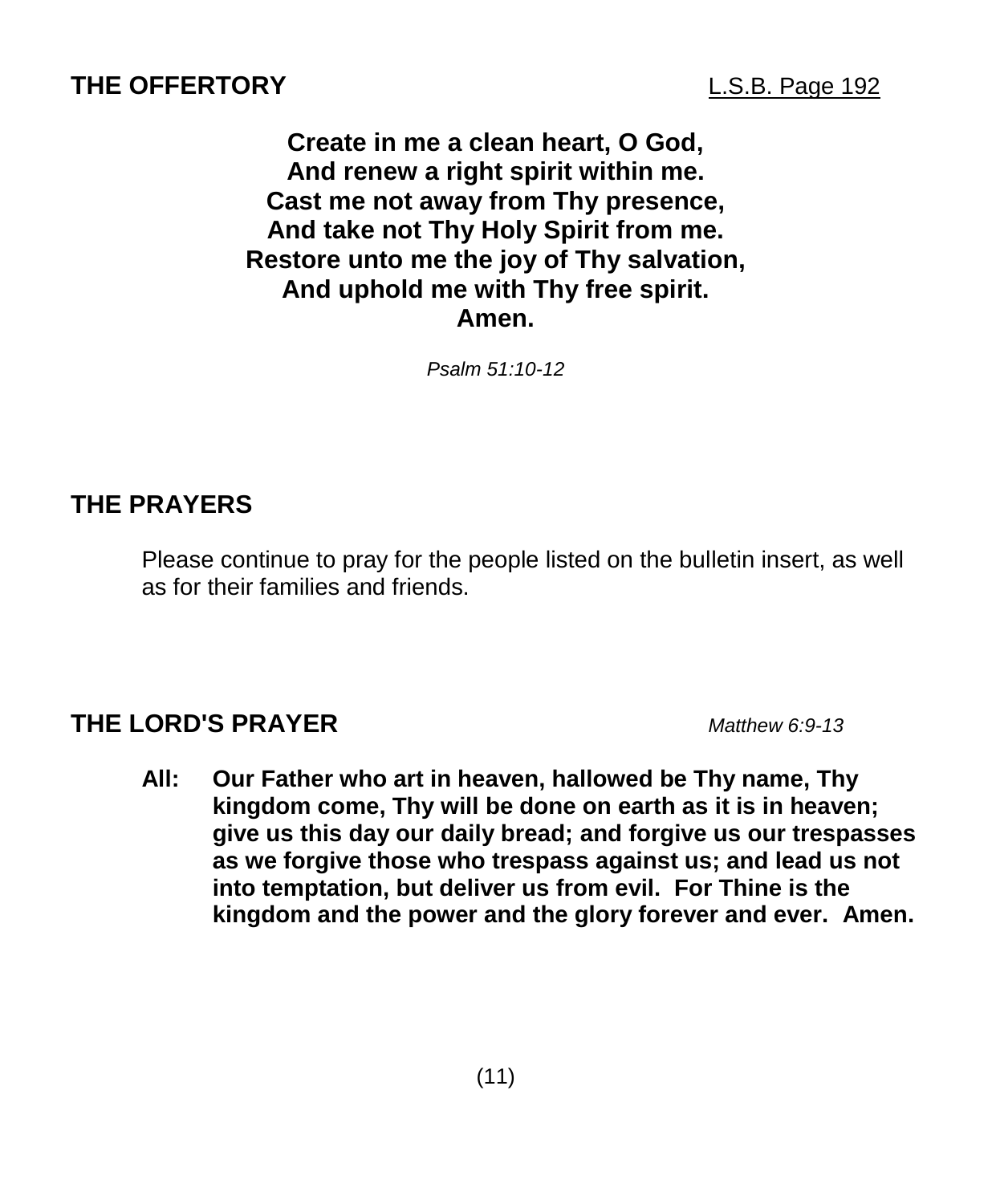## THE OFFERTORY

L.S.B. Page 192

**Create in me a clean heart, O God,**
**And renew a right spirit within me.**
**Cast me not away from Thy presence,**
**And take not Thy Holy Spirit from me.**
**Restore unto me the joy of Thy salvation,**
**And uphold me with Thy free spirit.**
**Amen.**

*Psalm 51:10-12*

## THE PRAYERS

Please continue to pray for the people listed on the bulletin insert, as well as for their families and friends.

## THE LORD'S PRAYER

*Matthew 6:9-13*

**All: Our Father who art in heaven, hallowed be Thy name, Thy kingdom come, Thy will be done on earth as it is in heaven; give us this day our daily bread; and forgive us our trespasses as we forgive those who trespass against us; and lead us not into temptation, but deliver us from evil. For Thine is the kingdom and the power and the glory forever and ever. Amen.**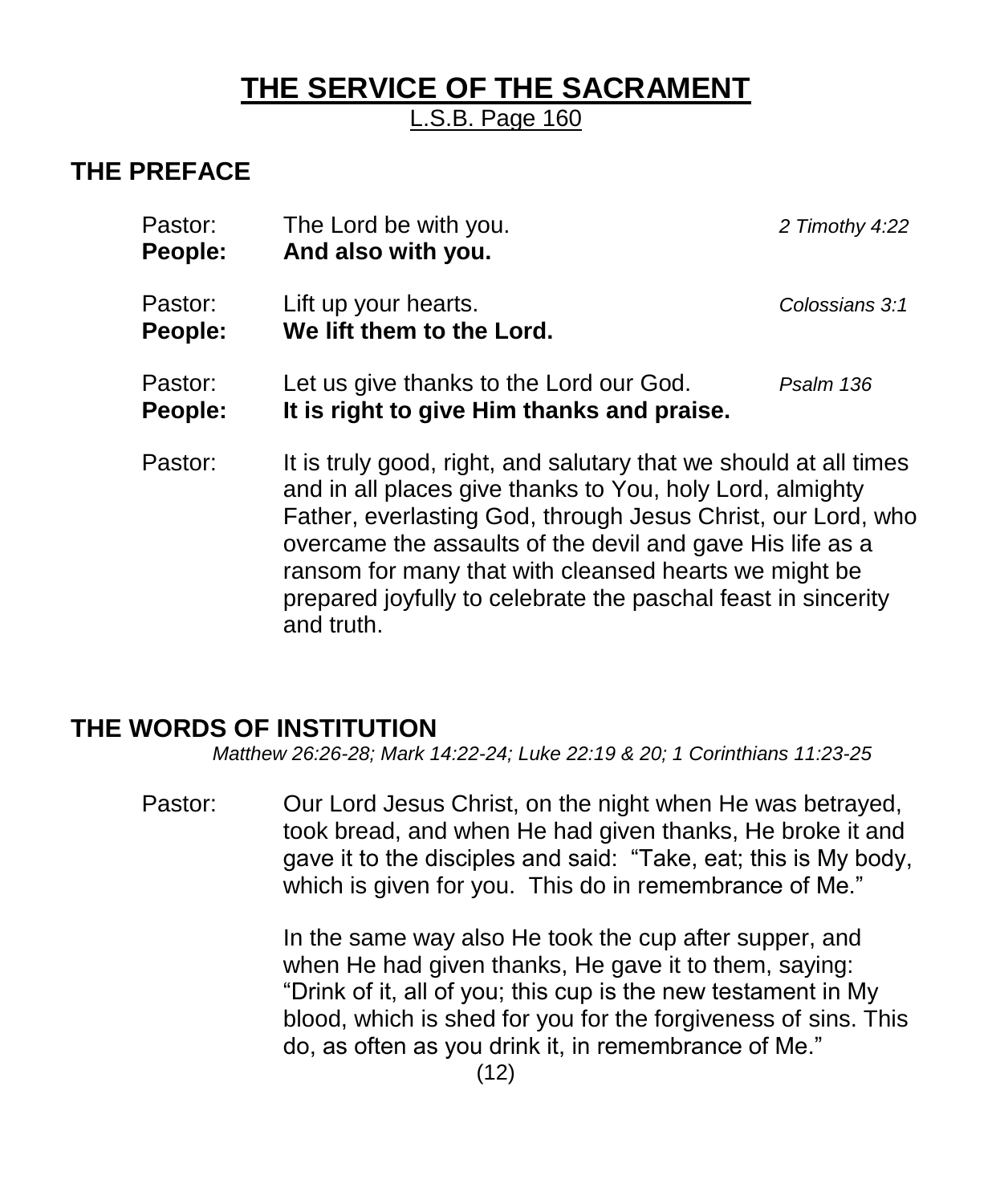# THE SERVICE OF THE SACRAMENT

L.S.B. Page 160

## THE PREFACE

Pastor: The Lord be with you. *2 Timothy 4:22*
**People: And also with you.**

Pastor: Lift up your hearts. *Colossians 3:1*
**People: We lift them to the Lord.**

Pastor: Let us give thanks to the Lord our God. *Psalm 136*
**People: It is right to give Him thanks and praise.**

Pastor: It is truly good, right, and salutary that we should at all times and in all places give thanks to You, holy Lord, almighty Father, everlasting God, through Jesus Christ, our Lord, who overcame the assaults of the devil and gave His life as a ransom for many that with cleansed hearts we might be prepared joyfully to celebrate the paschal feast in sincerity and truth.

## THE WORDS OF INSTITUTION

*Matthew 26:26-28; Mark 14:22-24; Luke 22:19 & 20; 1 Corinthians 11:23-25*

Pastor: Our Lord Jesus Christ, on the night when He was betrayed, took bread, and when He had given thanks, He broke it and gave it to the disciples and said: "Take, eat; this is My body, which is given for you. This do in remembrance of Me."

In the same way also He took the cup after supper, and when He had given thanks, He gave it to them, saying: "Drink of it, all of you; this cup is the new testament in My blood, which is shed for you for the forgiveness of sins. This do, as often as you drink it, in remembrance of Me."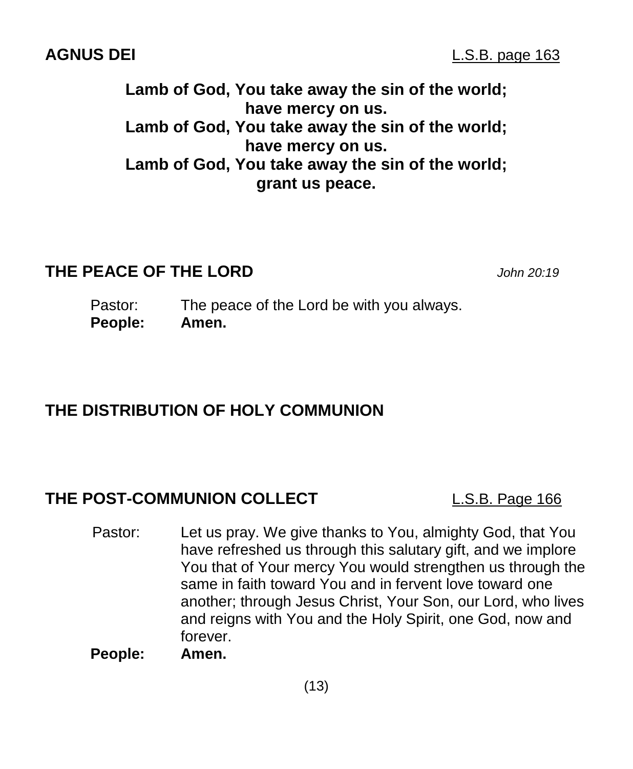## AGNUS DEI

L.S.B. page 163

**Lamb of God, You take away the sin of the world;**
**have mercy on us.**
**Lamb of God, You take away the sin of the world;**
**have mercy on us.**
**Lamb of God, You take away the sin of the world;**
**grant us peace.**

## THE PEACE OF THE LORD

*John 20:19*

Pastor: The peace of the Lord be with you always.
**People: Amen.**

## THE DISTRIBUTION OF HOLY COMMUNION

## THE POST-COMMUNION COLLECT

L.S.B. Page 166

Pastor: Let us pray. We give thanks to You, almighty God, that You have refreshed us through this salutary gift, and we implore You that of Your mercy You would strengthen us through the same in faith toward You and in fervent love toward one another; through Jesus Christ, Your Son, our Lord, who lives and reigns with You and the Holy Spirit, one God, now and forever.
**People: Amen.**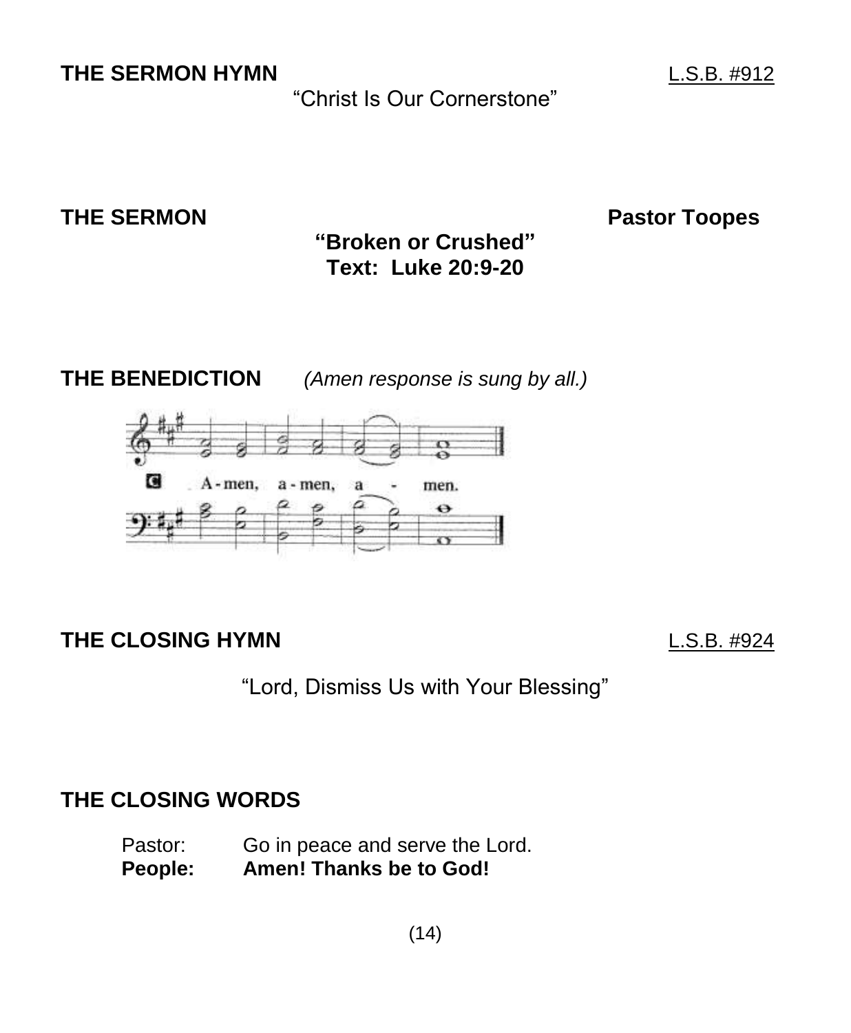**THE SERMON HYMN** L.S.B. #912

"Christ Is Our Cornerstone"

**THE SERMON** **Pastor Toopes**

**"Broken or Crushed"**
**Text: Luke 20:9-20**

**THE BENEDICTION** *(Amen response is sung by all.)*

C A - men, a - men, a - men.

**THE CLOSING HYMN** L.S.B. #924

"Lord, Dismiss Us with Your Blessing"

**THE CLOSING WORDS**

Pastor: Go in peace and serve the Lord.
**People: Amen! Thanks be to God!**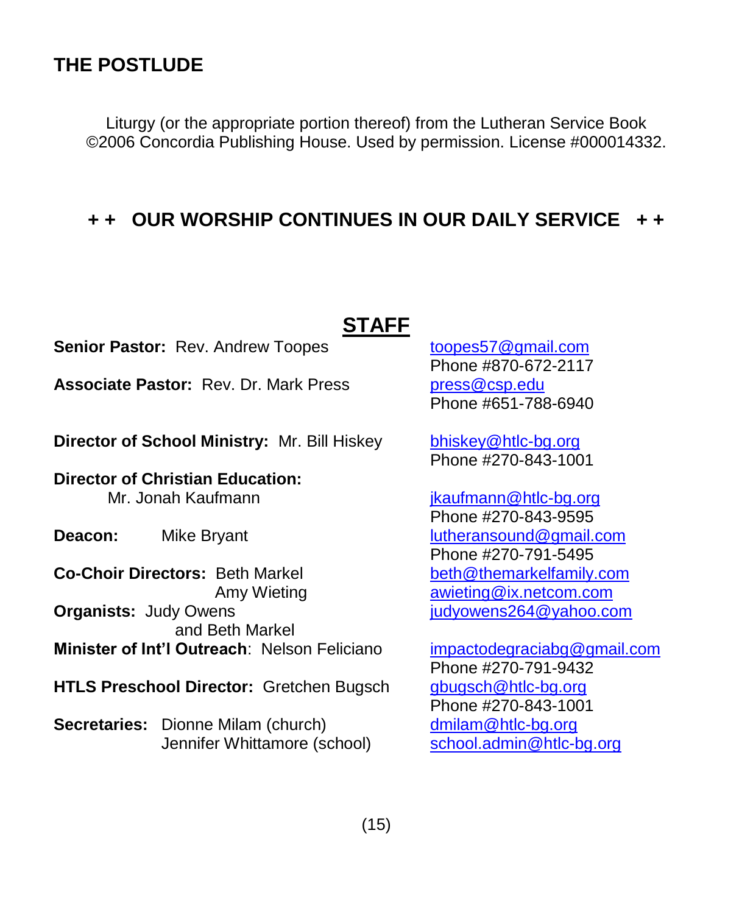## THE POSTLUDE

Liturgy (or the appropriate portion thereof) from the Lutheran Service Book ©2006 Concordia Publishing House. Used by permission. License #000014332.

### + + OUR WORSHIP CONTINUES IN OUR DAILY SERVICE + +

## STAFF

| | |
|---|---|
| **Senior Pastor:** Rev. Andrew Toopes | toopes57@gmail.com<br>Phone #870-672-2117 |
| **Associate Pastor:** Rev. Dr. Mark Press | press@csp.edu<br>Phone #651-788-6940 |
| **Director of School Ministry:** Mr. Bill Hiskey | bhiskey@htlc-bg.org<br>Phone #270-843-1001 |
| **Director of Christian Education:** Mr. Jonah Kaufmann | jkaufmann@htlc-bg.org<br>Phone #270-843-9595 |
| **Deacon:** Mike Bryant | lutheransound@gmail.com<br>Phone #270-791-5495 |
| **Co-Choir Directors:** Beth Markel | beth@themarkelfamily.com |
| Amy Wieting | awieting@ix.netcom.com |
| **Organists:** Judy Owens and Beth Markel | judyowens264@yahoo.com |
| **Minister of Int'l Outreach**: Nelson Feliciano | impactodegraciabg@gmail.com<br>Phone #270-791-9432 |
| **HTLS Preschool Director:** Gretchen Bugsch | gbugsch@htlc-bg.org<br>Phone #270-843-1001 |
| **Secretaries:** Dionne Milam (church) | dmilam@htlc-bg.org |
| Jennifer Whittamore (school) | school.admin@htlc-bg.org |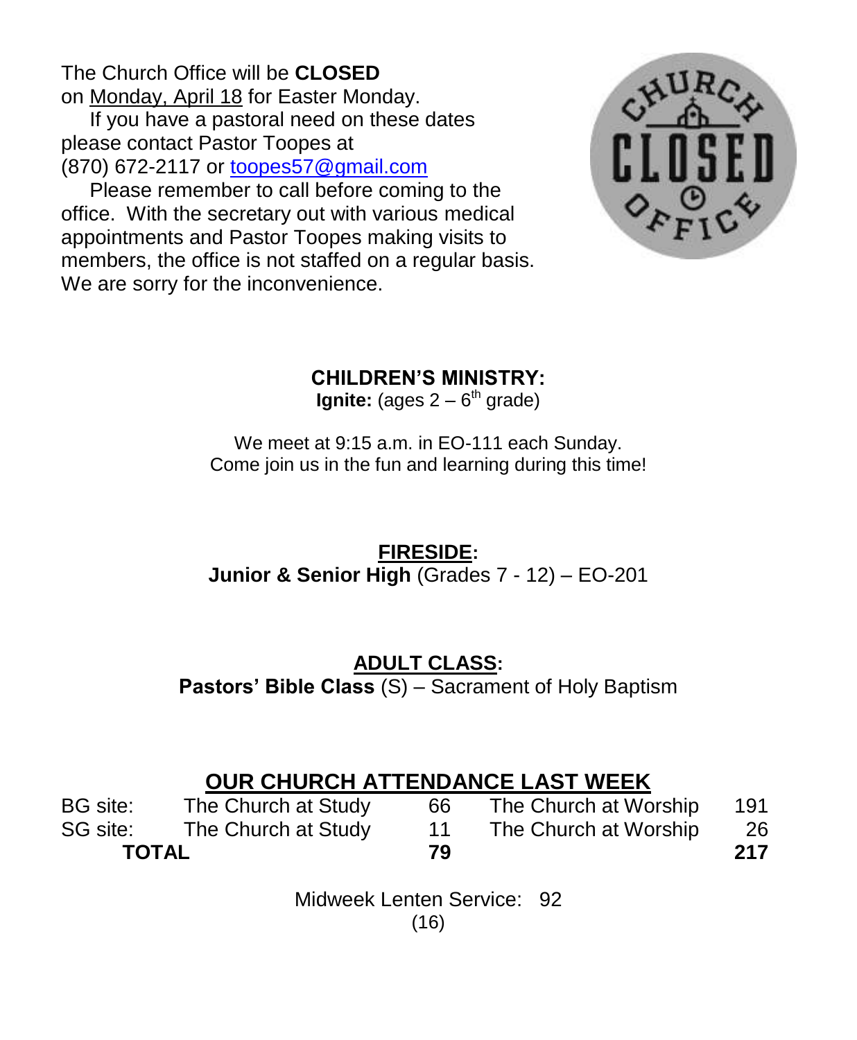The Church Office will be **CLOSED** on Monday, April 18 for Easter Monday.

If you have a pastoral need on these dates please contact Pastor Toopes at (870) 672-2117 or toopes57@gmail.com

Please remember to call before coming to the office. With the secretary out with various medical appointments and Pastor Toopes making visits to members, the office is not staffed on a regular basis. We are sorry for the inconvenience.

**CHILDREN'S MINISTRY:**

**Ignite:** (ages 2 – 6th grade)

We meet at 9:15 a.m. in EO-111 each Sunday.
Come join us in the fun and learning during this time!

**FIRESIDE:**

**Junior & Senior High** (Grades 7 - 12) – EO-201

**ADULT CLASS:**

**Pastors' Bible Class** (S) – Sacrament of Holy Baptism

**OUR CHURCH ATTENDANCE LAST WEEK**

| | | | | |
|---|---|---|---|---|
| BG site: | The Church at Study | 66 | The Church at Worship | 191 |
| SG site: | The Church at Study | 11 | The Church at Worship | 26 |
| **TOTAL** | | **79** | | **217** |

Midweek Lenten Service: 92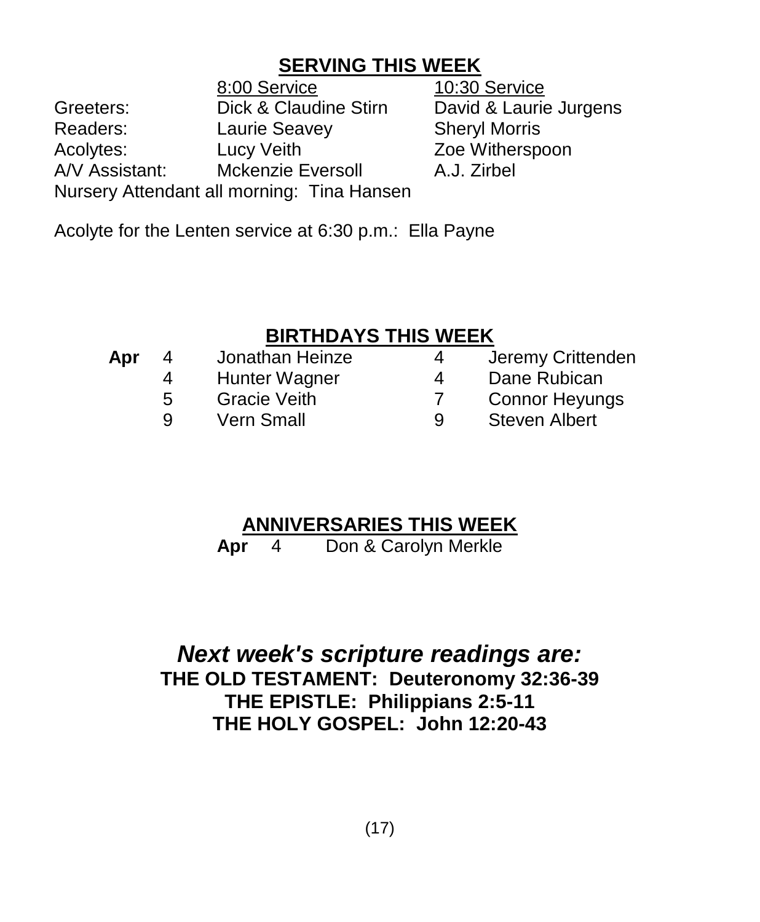## SERVING THIS WEEK

| | 8:00 Service | 10:30 Service |
|---|---|---|
| Greeters: | Dick & Claudine Stirn | David & Laurie Jurgens |
| Readers: | Laurie Seavey | Sheryl Morris |
| Acolytes: | Lucy Veith | Zoe Witherspoon |
| A/V Assistant: | Mckenzie Eversoll | A.J. Zirbel |

Nursery Attendant all morning: Tina Hansen

Acolyte for the Lenten service at 6:30 p.m.: Ella Payne

## BIRTHDAYS THIS WEEK

| | | | | |
|---|---|---|---|---|
| **Apr** | 4 | Jonathan Heinze | 4 | Jeremy Crittenden |
| | 4 | Hunter Wagner | 4 | Dane Rubican |
| | 5 | Gracie Veith | 7 | Connor Heyungs |
| | 9 | Vern Small | 9 | Steven Albert |

## ANNIVERSARIES THIS WEEK

**Apr** 4 Don & Carolyn Merkle

***Next week's scripture readings are:***

**THE OLD TESTAMENT: Deuteronomy 32:36-39**

**THE EPISTLE: Philippians 2:5-11**

**THE HOLY GOSPEL: John 12:20-43**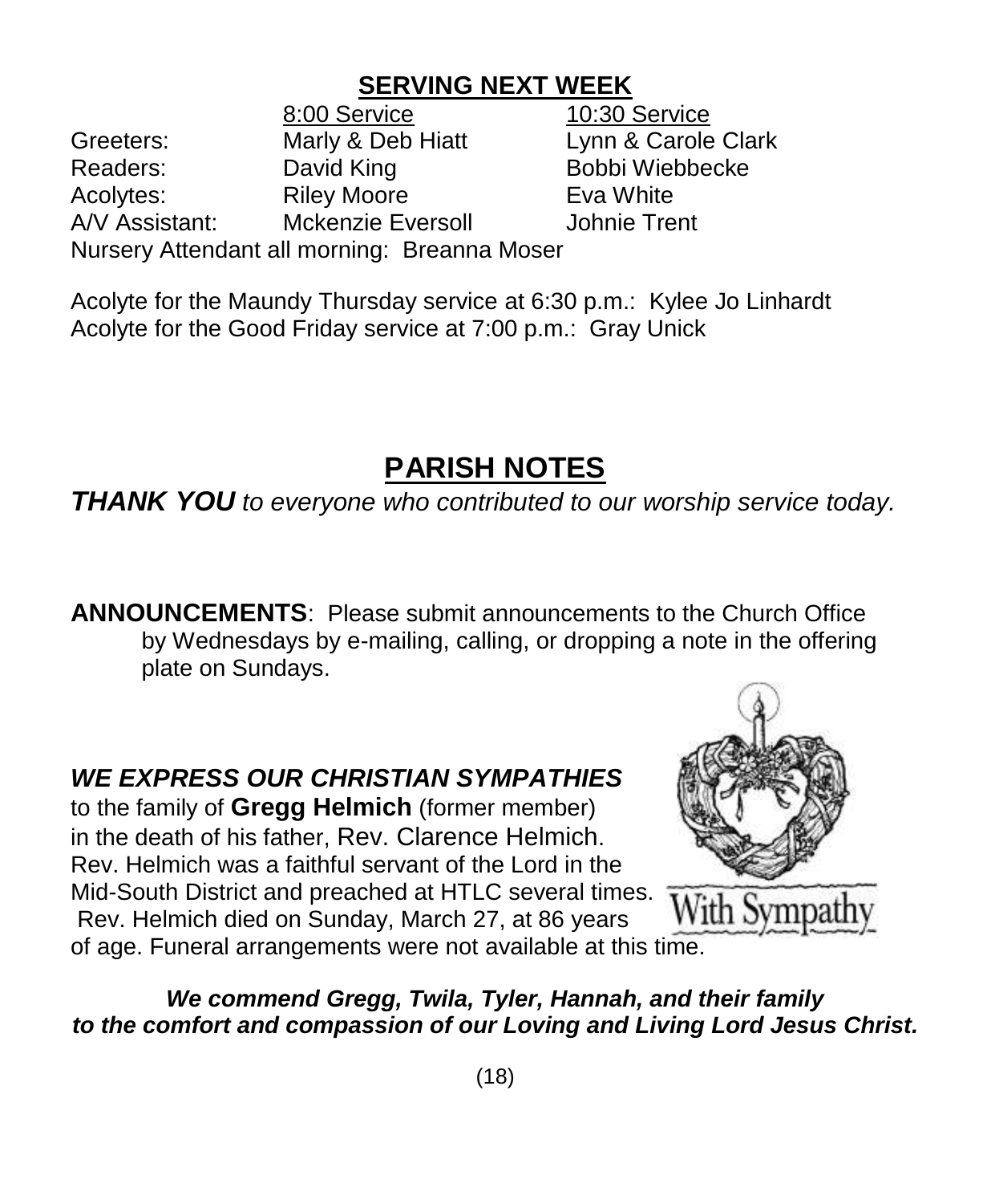## SERVING NEXT WEEK

| | 8:00 Service | 10:30 Service |
|---|---|---|
| Greeters: | Marly & Deb Hiatt | Lynn & Carole Clark |
| Readers: | David King | Bobbi Wiebbecke |
| Acolytes: | Riley Moore | Eva White |
| A/V Assistant: | Mckenzie Eversoll | Johnie Trent |

Nursery Attendant all morning: Breanna Moser

Acolyte for the Maundy Thursday service at 6:30 p.m.: Kylee Jo Linhardt
Acolyte for the Good Friday service at 7:00 p.m.: Gray Unick

# PARISH NOTES

***THANK YOU*** *to everyone who contributed to our worship service today.*

**ANNOUNCEMENTS**: Please submit announcements to the Church Office by Wednesdays by e-mailing, calling, or dropping a note in the offering plate on Sundays.

***WE EXPRESS OUR CHRISTIAN SYMPATHIES*** to the family of **Gregg Helmich** (former member) in the death of his father, Rev. Clarence Helmich. Rev. Helmich was a faithful servant of the Lord in the Mid-South District and preached at HTLC several times. Rev. Helmich died on Sunday, March 27, at 86 years of age. Funeral arrangements were not available at this time.

With Sympathy

***We commend Gregg, Twila, Tyler, Hannah, and their family to the comfort and compassion of our Loving and Living Lord Jesus Christ.***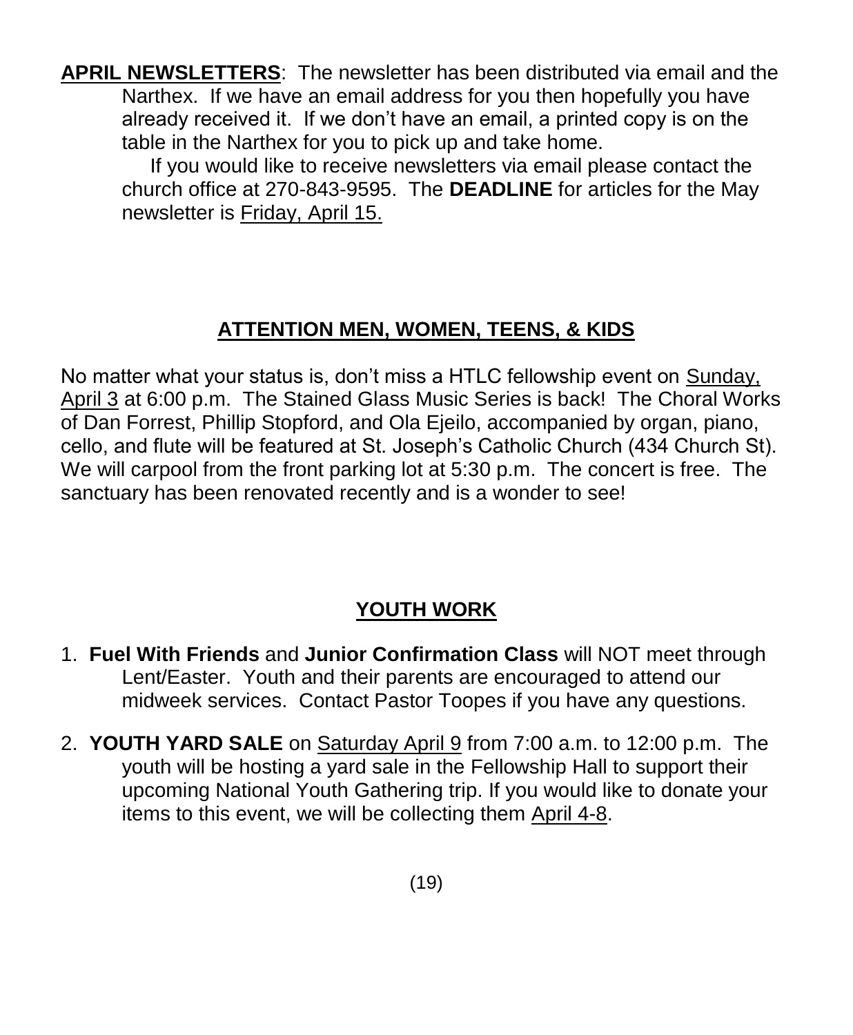**APRIL NEWSLETTERS**: The newsletter has been distributed via email and the Narthex. If we have an email address for you then hopefully you have already received it. If we don't have an email, a printed copy is on the table in the Narthex for you to pick up and take home.

If you would like to receive newsletters via email please contact the church office at 270-843-9595. The **DEADLINE** for articles for the May newsletter is Friday, April 15.

## ATTENTION MEN, WOMEN, TEENS, & KIDS

No matter what your status is, don't miss a HTLC fellowship event on Sunday, April 3 at 6:00 p.m. The Stained Glass Music Series is back! The Choral Works of Dan Forrest, Phillip Stopford, and Ola Ejeilo, accompanied by organ, piano, cello, and flute will be featured at St. Joseph's Catholic Church (434 Church St). We will carpool from the front parking lot at 5:30 p.m. The concert is free. The sanctuary has been renovated recently and is a wonder to see!

## YOUTH WORK

1. **Fuel With Friends** and **Junior Confirmation Class** will NOT meet through Lent/Easter. Youth and their parents are encouraged to attend our midweek services. Contact Pastor Toopes if you have any questions.
2. **YOUTH YARD SALE** on Saturday April 9 from 7:00 a.m. to 12:00 p.m. The youth will be hosting a yard sale in the Fellowship Hall to support their upcoming National Youth Gathering trip. If you would like to donate your items to this event, we will be collecting them April 4-8.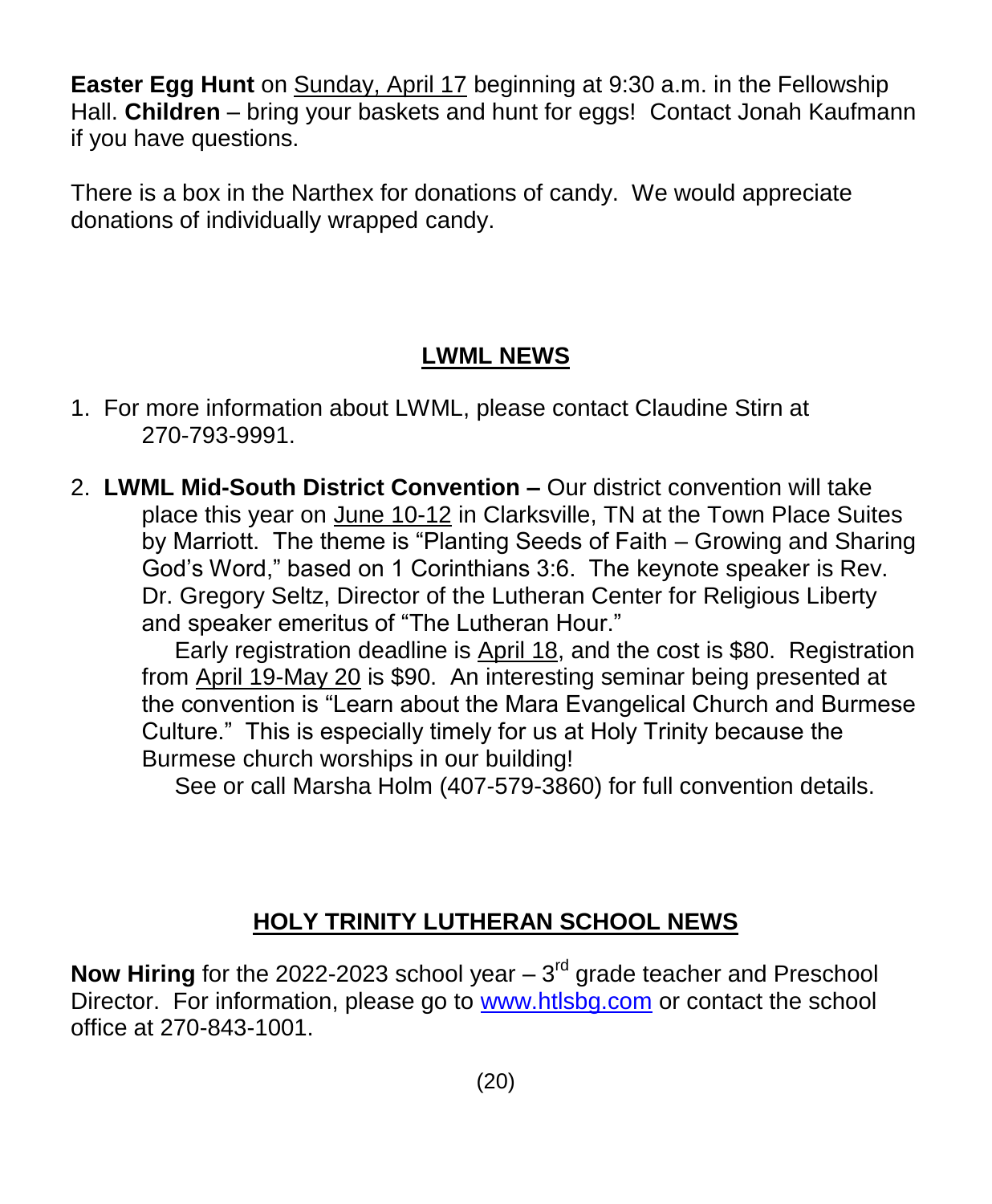**Easter Egg Hunt** on Sunday, April 17 beginning at 9:30 a.m. in the Fellowship Hall. **Children** – bring your baskets and hunt for eggs! Contact Jonah Kaufmann if you have questions.

There is a box in the Narthex for donations of candy. We would appreciate donations of individually wrapped candy.

## LWML NEWS

1. For more information about LWML, please contact Claudine Stirn at 270-793-9991.

2. **LWML Mid-South District Convention –** Our district convention will take place this year on June 10-12 in Clarksville, TN at the Town Place Suites by Marriott. The theme is "Planting Seeds of Faith – Growing and Sharing God's Word," based on 1 Corinthians 3:6. The keynote speaker is Rev. Dr. Gregory Seltz, Director of the Lutheran Center for Religious Liberty and speaker emeritus of "The Lutheran Hour."

   Early registration deadline is April 18, and the cost is $80. Registration from April 19-May 20 is $90. An interesting seminar being presented at the convention is "Learn about the Mara Evangelical Church and Burmese Culture." This is especially timely for us at Holy Trinity because the Burmese church worships in our building!

   See or call Marsha Holm (407-579-3860) for full convention details.

## HOLY TRINITY LUTHERAN SCHOOL NEWS

**Now Hiring** for the 2022-2023 school year – 3rd grade teacher and Preschool Director. For information, please go to [www.htlsbg.com](http://www.htlsbg.com) or contact the school office at 270-843-1001.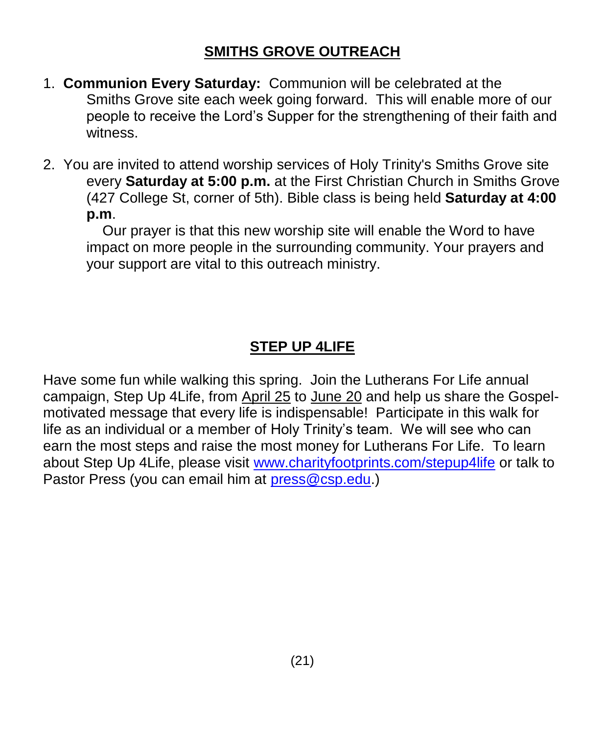## SMITHS GROVE OUTREACH

1. **Communion Every Saturday:** Communion will be celebrated at the Smiths Grove site each week going forward. This will enable more of our people to receive the Lord's Supper for the strengthening of their faith and witness.

2. You are invited to attend worship services of Holy Trinity's Smiths Grove site every **Saturday at 5:00 p.m.** at the First Christian Church in Smiths Grove (427 College St, corner of 5th). Bible class is being held **Saturday at 4:00 p.m**.

   Our prayer is that this new worship site will enable the Word to have impact on more people in the surrounding community. Your prayers and your support are vital to this outreach ministry.

## STEP UP 4LIFE

Have some fun while walking this spring. Join the Lutherans For Life annual campaign, Step Up 4Life, from April 25 to June 20 and help us share the Gospel-motivated message that every life is indispensable! Participate in this walk for life as an individual or a member of Holy Trinity's team. We will see who can earn the most steps and raise the most money for Lutherans For Life. To learn about Step Up 4Life, please visit www.charityfootprints.com/stepup4life or talk to Pastor Press (you can email him at press@csp.edu.)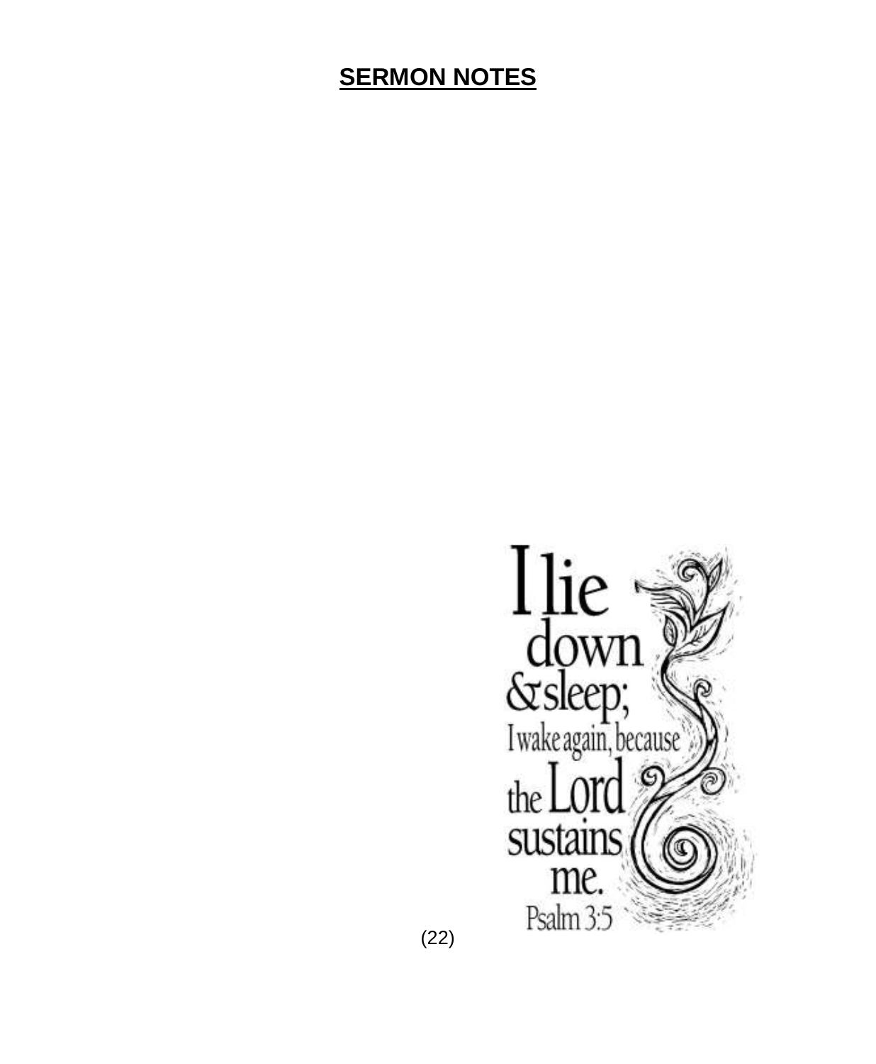# SERMON NOTES

I lie down & sleep; I wake again, because the Lord sustains me.

Psalm 3:5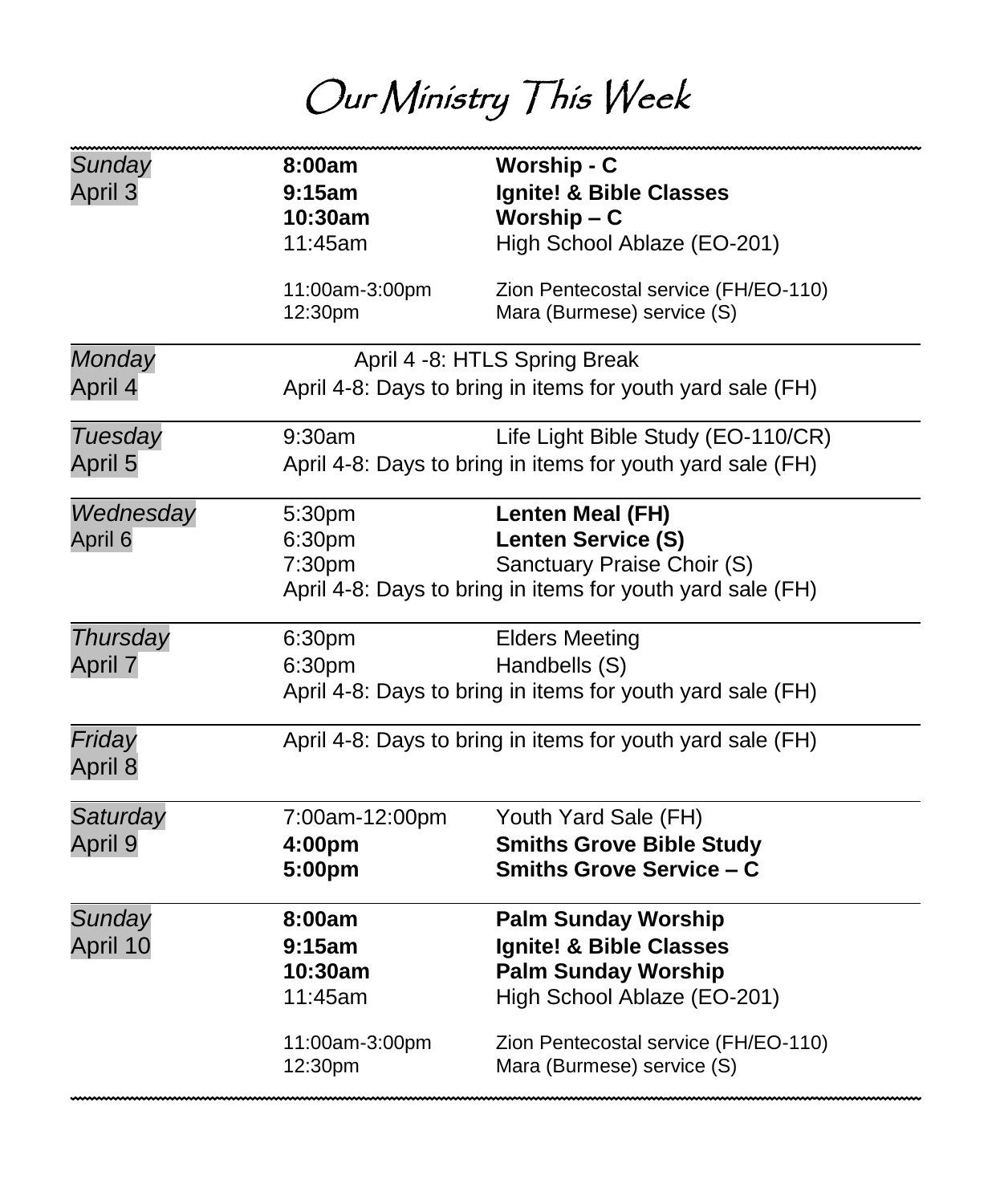# Our Ministry This Week

| | | |
|---|---|---|
| *Sunday* April 3 | **8:00am** | **Worship - C** |
| | **9:15am** | **Ignite! & Bible Classes** |
| | **10:30am** | **Worship – C** |
| | 11:45am | High School Ablaze (EO-201) |
| | 11:00am-3:00pm | Zion Pentecostal service (FH/EO-110) |
| | 12:30pm | Mara (Burmese) service (S) |
| *Monday* April 4 | April 4 -8: HTLS Spring Break | |
| | April 4-8: Days to bring in items for youth yard sale (FH) | |
| *Tuesday* April 5 | 9:30am | Life Light Bible Study (EO-110/CR) |
| | April 4-8: Days to bring in items for youth yard sale (FH) | |
| *Wednesday* April 6 | 5:30pm | **Lenten Meal (FH)** |
| | 6:30pm | **Lenten Service (S)** |
| | 7:30pm | Sanctuary Praise Choir (S) |
| | April 4-8: Days to bring in items for youth yard sale (FH) | |
| *Thursday* April 7 | 6:30pm | Elders Meeting |
| | 6:30pm | Handbells (S) |
| | April 4-8: Days to bring in items for youth yard sale (FH) | |
| *Friday* April 8 | April 4-8: Days to bring in items for youth yard sale (FH) | |
| *Saturday* April 9 | 7:00am-12:00pm | Youth Yard Sale (FH) |
| | **4:00pm** | **Smiths Grove Bible Study** |
| | **5:00pm** | **Smiths Grove Service – C** |
| *Sunday* April 10 | **8:00am** | **Palm Sunday Worship** |
| | **9:15am** | **Ignite! & Bible Classes** |
| | **10:30am** | **Palm Sunday Worship** |
| | 11:45am | High School Ablaze (EO-201) |
| | 11:00am-3:00pm | Zion Pentecostal service (FH/EO-110) |
| | 12:30pm | Mara (Burmese) service (S) |